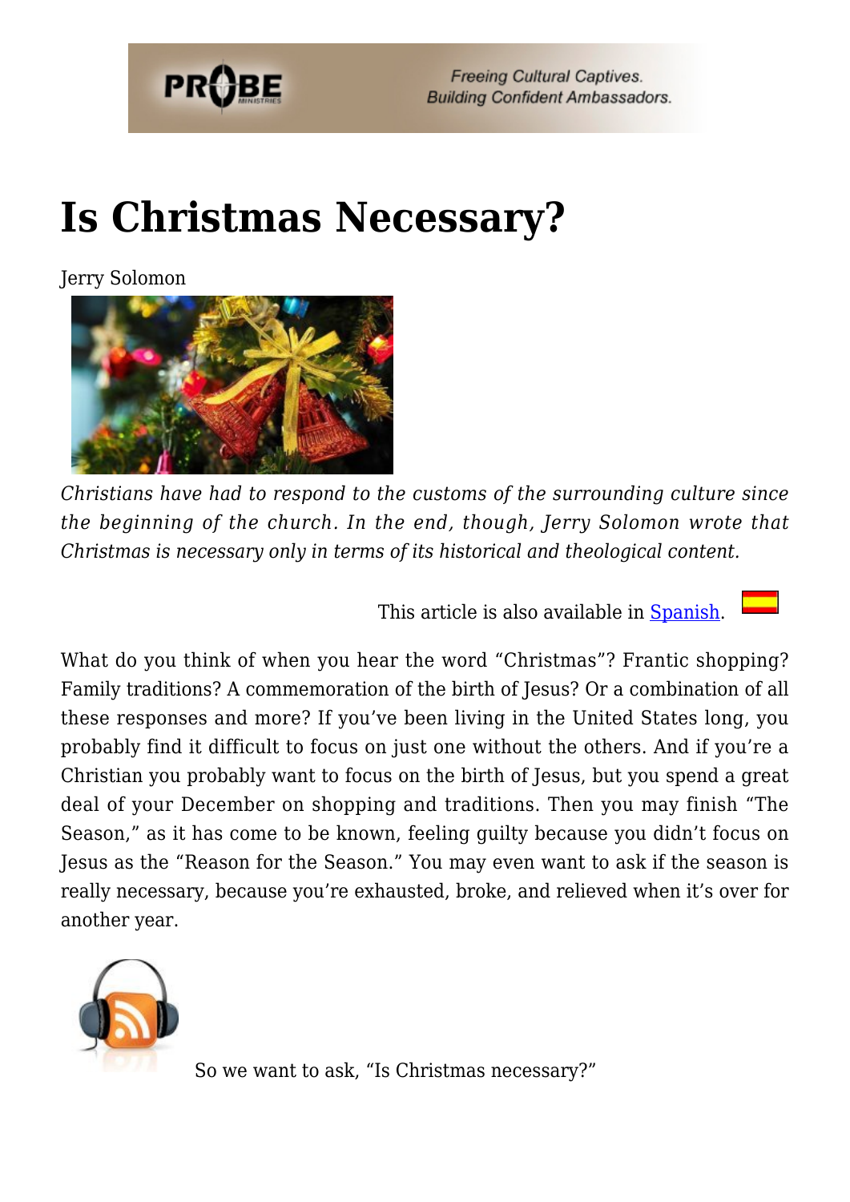# Is Christmas Necessary?

Jerry Solomon

*Christians have had to respond to the customs of the surrounding culture since the beginning of the church. In the end, though, Jerry Solomon wrote that Christmas is necessary only in terms of its historical and theological content.*

This article is also available in Spanish.

What do you think of when you hear the word "Christmas"? Frantic shopping? Family traditions? A commemoration of the birth of Jesus? Or a combination of all these responses and more? If you've been living in the United States long, you probably find it difficult to focus on just one without the others. And if you're a Christian you probably want to focus on the birth of Jesus, but you spend a great deal of your December on shopping and traditions. Then you may finish "The Season," as it has come to be known, feeling guilty because you didn't focus on Jesus as the "Reason for the Season." You may even want to ask if the season is really necessary, because you're exhausted, broke, and relieved when it's over for another year.

So we want to ask, "Is Christmas necessary?"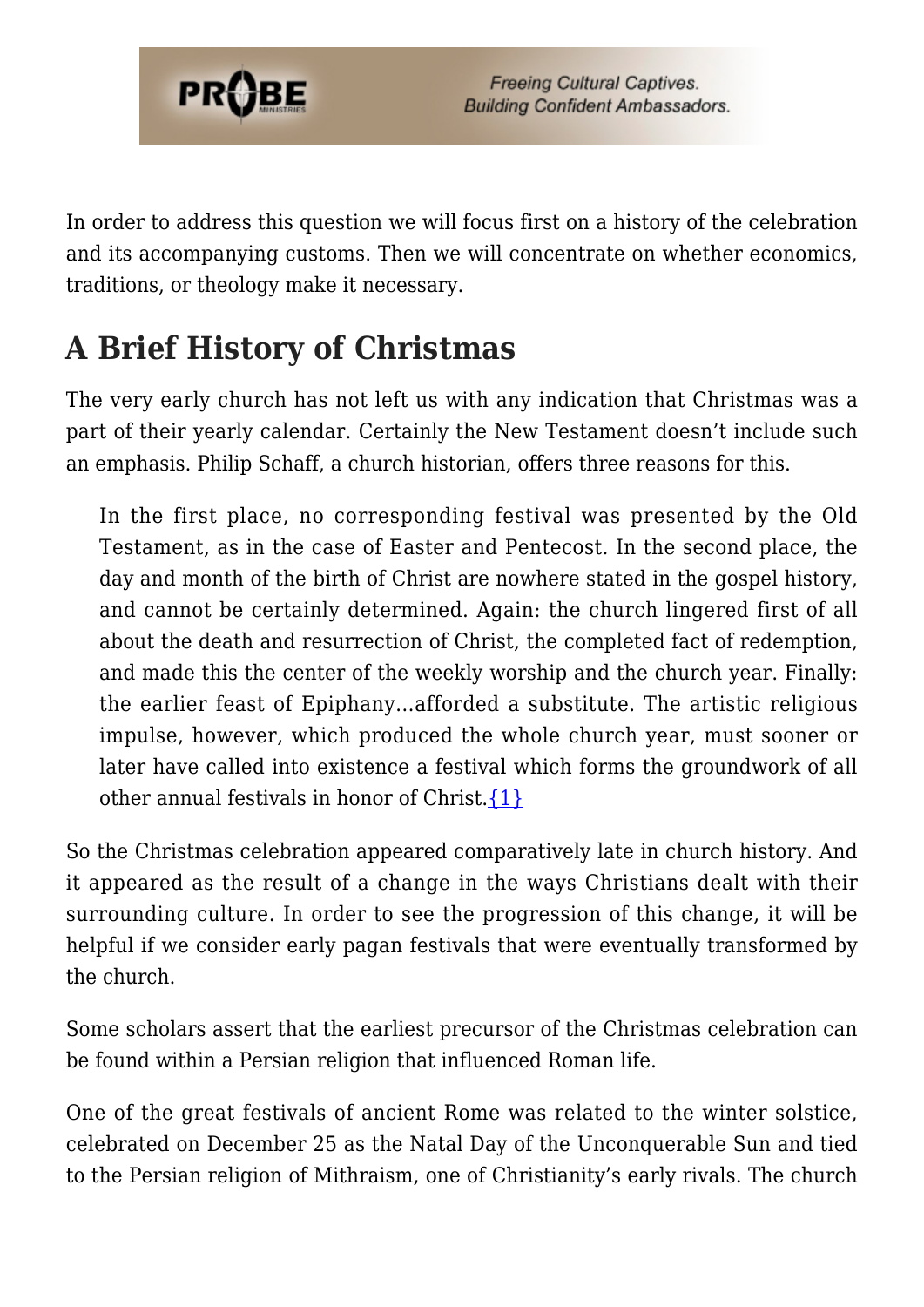In order to address this question we will focus first on a history of the celebration and its accompanying customs. Then we will concentrate on whether economics, traditions, or theology make it necessary.

## A Brief History of Christmas

The very early church has not left us with any indication that Christmas was a part of their yearly calendar. Certainly the New Testament doesn't include such an emphasis. Philip Schaff, a church historian, offers three reasons for this.

> In the first place, no corresponding festival was presented by the Old Testament, as in the case of Easter and Pentecost. In the second place, the day and month of the birth of Christ are nowhere stated in the gospel history, and cannot be certainly determined. Again: the church lingered first of all about the death and resurrection of Christ, the completed fact of redemption, and made this the center of the weekly worship and the church year. Finally: the earlier feast of Epiphany…afforded a substitute. The artistic religious impulse, however, which produced the whole church year, must sooner or later have called into existence a festival which forms the groundwork of all other annual festivals in honor of Christ.{1}

So the Christmas celebration appeared comparatively late in church history. And it appeared as the result of a change in the ways Christians dealt with their surrounding culture. In order to see the progression of this change, it will be helpful if we consider early pagan festivals that were eventually transformed by the church.

Some scholars assert that the earliest precursor of the Christmas celebration can be found within a Persian religion that influenced Roman life.

One of the great festivals of ancient Rome was related to the winter solstice, celebrated on December 25 as the Natal Day of the Unconquerable Sun and tied to the Persian religion of Mithraism, one of Christianity's early rivals. The church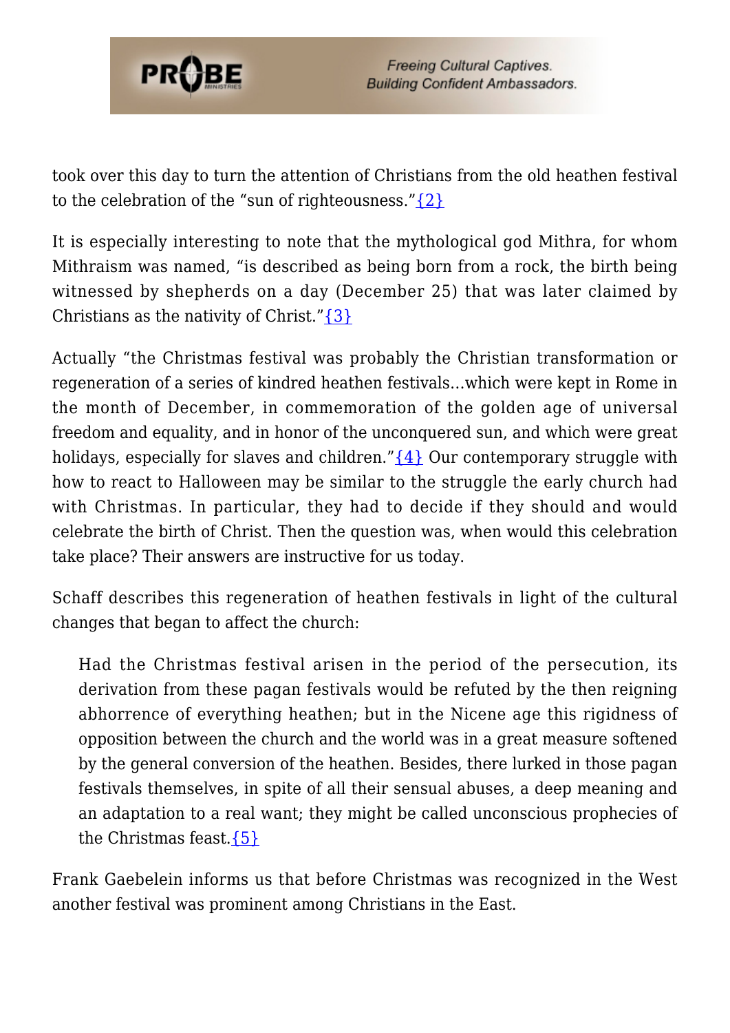took over this day to turn the attention of Christians from the old heathen festival to the celebration of the "sun of righteousness."{2}

It is especially interesting to note that the mythological god Mithra, for whom Mithraism was named, "is described as being born from a rock, the birth being witnessed by shepherds on a day (December 25) that was later claimed by Christians as the nativity of Christ."{3}

Actually "the Christmas festival was probably the Christian transformation or regeneration of a series of kindred heathen festivals…which were kept in Rome in the month of December, in commemoration of the golden age of universal freedom and equality, and in honor of the unconquered sun, and which were great holidays, especially for slaves and children."{4} Our contemporary struggle with how to react to Halloween may be similar to the struggle the early church had with Christmas. In particular, they had to decide if they should and would celebrate the birth of Christ. Then the question was, when would this celebration take place? Their answers are instructive for us today.

Schaff describes this regeneration of heathen festivals in light of the cultural changes that began to affect the church:

> Had the Christmas festival arisen in the period of the persecution, its derivation from these pagan festivals would be refuted by the then reigning abhorrence of everything heathen; but in the Nicene age this rigidness of opposition between the church and the world was in a great measure softened by the general conversion of the heathen. Besides, there lurked in those pagan festivals themselves, in spite of all their sensual abuses, a deep meaning and an adaptation to a real want; they might be called unconscious prophecies of the Christmas feast.{5}

Frank Gaebelein informs us that before Christmas was recognized in the West another festival was prominent among Christians in the East.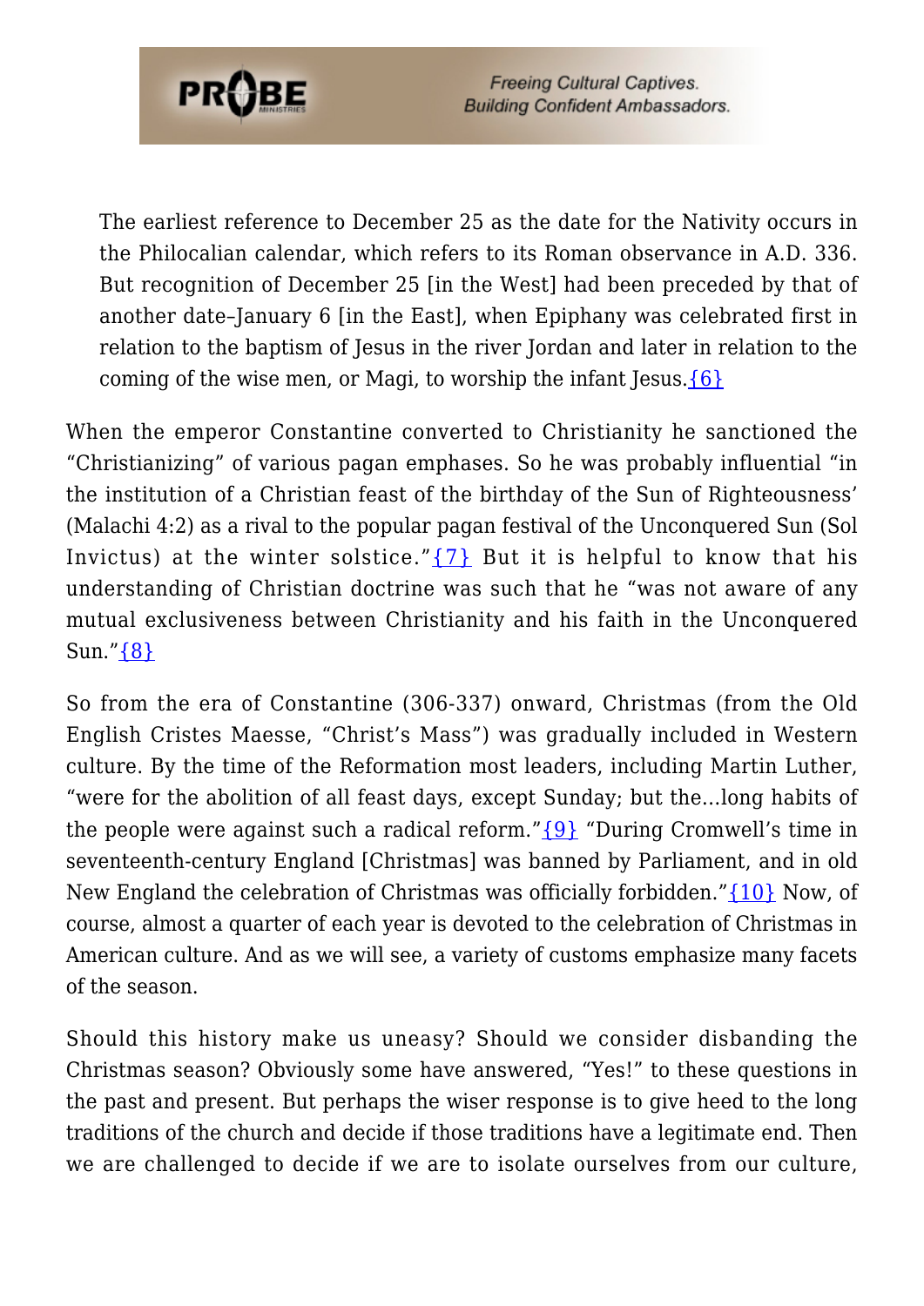> The earliest reference to December 25 as the date for the Nativity occurs in the Philocalian calendar, which refers to its Roman observance in A.D. 336. But recognition of December 25 [in the West] had been preceded by that of another date–January 6 [in the East], when Epiphany was celebrated first in relation to the baptism of Jesus in the river Jordan and later in relation to the coming of the wise men, or Magi, to worship the infant Jesus.{6}

When the emperor Constantine converted to Christianity he sanctioned the "Christianizing" of various pagan emphases. So he was probably influential "in the institution of a Christian feast of the birthday of the Sun of Righteousness' (Malachi 4:2) as a rival to the popular pagan festival of the Unconquered Sun (Sol Invictus) at the winter solstice."{7} But it is helpful to know that his understanding of Christian doctrine was such that he "was not aware of any mutual exclusiveness between Christianity and his faith in the Unconquered Sun."{8}

So from the era of Constantine (306-337) onward, Christmas (from the Old English Cristes Maesse, "Christ's Mass") was gradually included in Western culture. By the time of the Reformation most leaders, including Martin Luther, "were for the abolition of all feast days, except Sunday; but the…long habits of the people were against such a radical reform."{9} "During Cromwell's time in seventeenth-century England [Christmas] was banned by Parliament, and in old New England the celebration of Christmas was officially forbidden."{10} Now, of course, almost a quarter of each year is devoted to the celebration of Christmas in American culture. And as we will see, a variety of customs emphasize many facets of the season.

Should this history make us uneasy? Should we consider disbanding the Christmas season? Obviously some have answered, "Yes!" to these questions in the past and present. But perhaps the wiser response is to give heed to the long traditions of the church and decide if those traditions have a legitimate end. Then we are challenged to decide if we are to isolate ourselves from our culture,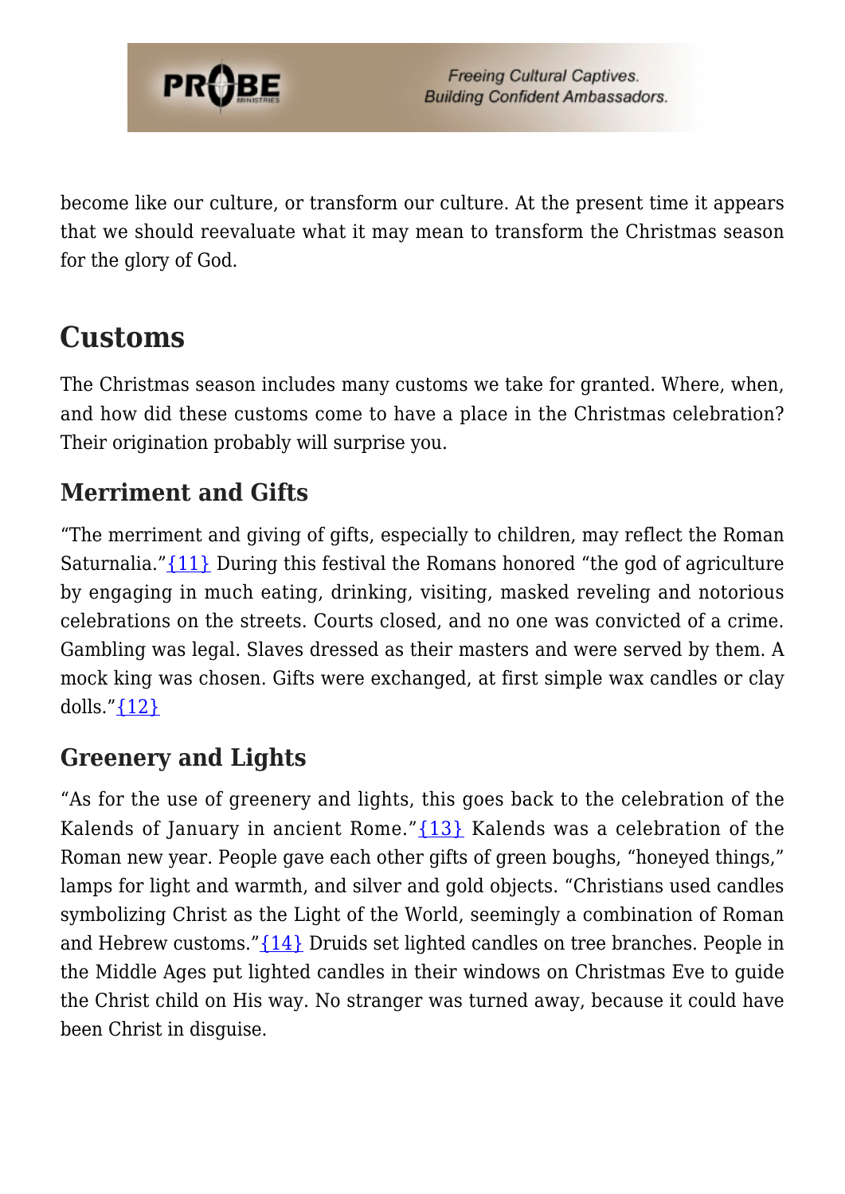become like our culture, or transform our culture. At the present time it appears that we should reevaluate what it may mean to transform the Christmas season for the glory of God.

## Customs

The Christmas season includes many customs we take for granted. Where, when, and how did these customs come to have a place in the Christmas celebration? Their origination probably will surprise you.

### Merriment and Gifts

"The merriment and giving of gifts, especially to children, may reflect the Roman Saturnalia."{11} During this festival the Romans honored "the god of agriculture by engaging in much eating, drinking, visiting, masked reveling and notorious celebrations on the streets. Courts closed, and no one was convicted of a crime. Gambling was legal. Slaves dressed as their masters and were served by them. A mock king was chosen. Gifts were exchanged, at first simple wax candles or clay dolls."{12}

### Greenery and Lights

"As for the use of greenery and lights, this goes back to the celebration of the Kalends of January in ancient Rome."{13} Kalends was a celebration of the Roman new year. People gave each other gifts of green boughs, "honeyed things," lamps for light and warmth, and silver and gold objects. "Christians used candles symbolizing Christ as the Light of the World, seemingly a combination of Roman and Hebrew customs."{14} Druids set lighted candles on tree branches. People in the Middle Ages put lighted candles in their windows on Christmas Eve to guide the Christ child on His way. No stranger was turned away, because it could have been Christ in disguise.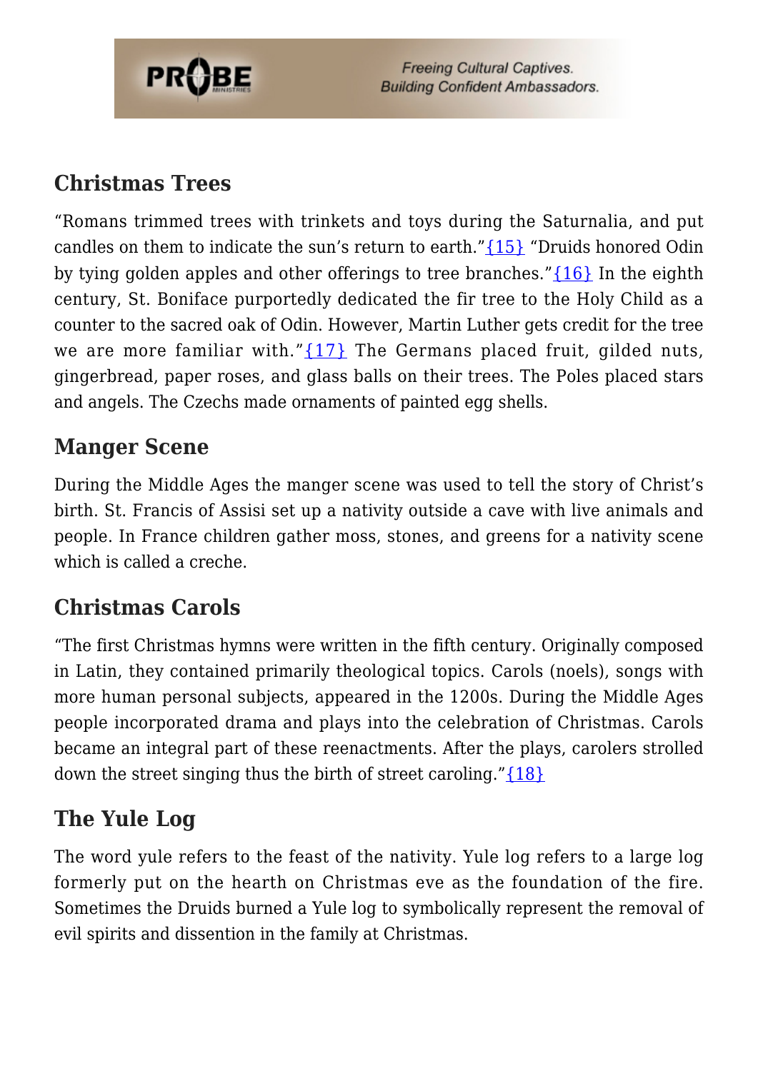## Christmas Trees

"Romans trimmed trees with trinkets and toys during the Saturnalia, and put candles on them to indicate the sun's return to earth."{15} "Druids honored Odin by tying golden apples and other offerings to tree branches."{16} In the eighth century, St. Boniface purportedly dedicated the fir tree to the Holy Child as a counter to the sacred oak of Odin. However, Martin Luther gets credit for the tree we are more familiar with."{17} The Germans placed fruit, gilded nuts, gingerbread, paper roses, and glass balls on their trees. The Poles placed stars and angels. The Czechs made ornaments of painted egg shells.

## Manger Scene

During the Middle Ages the manger scene was used to tell the story of Christ's birth. St. Francis of Assisi set up a nativity outside a cave with live animals and people. In France children gather moss, stones, and greens for a nativity scene which is called a creche.

## Christmas Carols

"The first Christmas hymns were written in the fifth century. Originally composed in Latin, they contained primarily theological topics. Carols (noels), songs with more human personal subjects, appeared in the 1200s. During the Middle Ages people incorporated drama and plays into the celebration of Christmas. Carols became an integral part of these reenactments. After the plays, carolers strolled down the street singing thus the birth of street caroling."{18}

## The Yule Log

The word yule refers to the feast of the nativity. Yule log refers to a large log formerly put on the hearth on Christmas eve as the foundation of the fire. Sometimes the Druids burned a Yule log to symbolically represent the removal of evil spirits and dissention in the family at Christmas.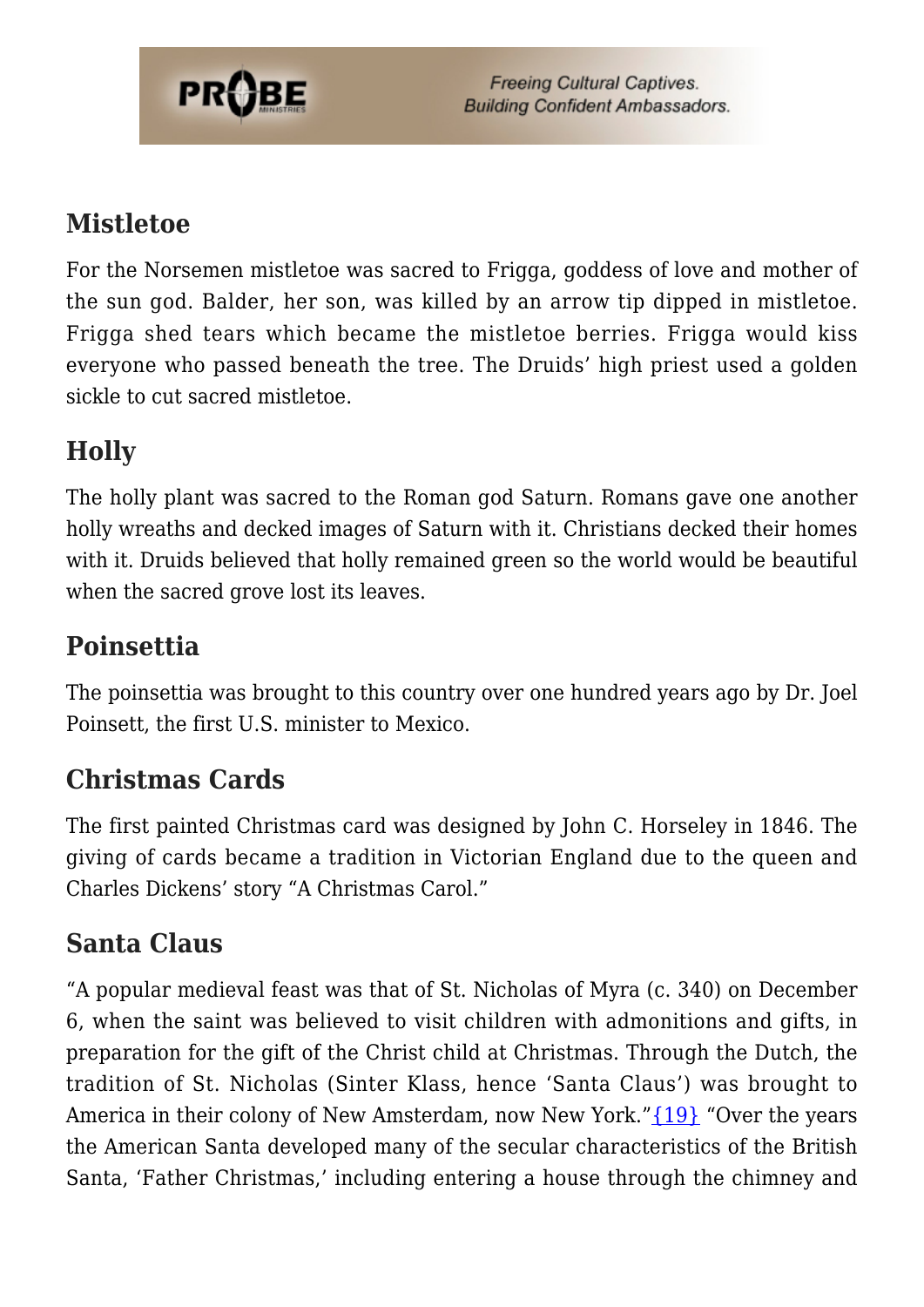## Mistletoe

For the Norsemen mistletoe was sacred to Frigga, goddess of love and mother of the sun god. Balder, her son, was killed by an arrow tip dipped in mistletoe. Frigga shed tears which became the mistletoe berries. Frigga would kiss everyone who passed beneath the tree. The Druids' high priest used a golden sickle to cut sacred mistletoe.

## Holly

The holly plant was sacred to the Roman god Saturn. Romans gave one another holly wreaths and decked images of Saturn with it. Christians decked their homes with it. Druids believed that holly remained green so the world would be beautiful when the sacred grove lost its leaves.

## Poinsettia

The poinsettia was brought to this country over one hundred years ago by Dr. Joel Poinsett, the first U.S. minister to Mexico.

## Christmas Cards

The first painted Christmas card was designed by John C. Horseley in 1846. The giving of cards became a tradition in Victorian England due to the queen and Charles Dickens' story "A Christmas Carol."

## Santa Claus

"A popular medieval feast was that of St. Nicholas of Myra (c. 340) on December 6, when the saint was believed to visit children with admonitions and gifts, in preparation for the gift of the Christ child at Christmas. Through the Dutch, the tradition of St. Nicholas (Sinter Klass, hence 'Santa Claus') was brought to America in their colony of New Amsterdam, now New York."{19} "Over the years the American Santa developed many of the secular characteristics of the British Santa, 'Father Christmas,' including entering a house through the chimney and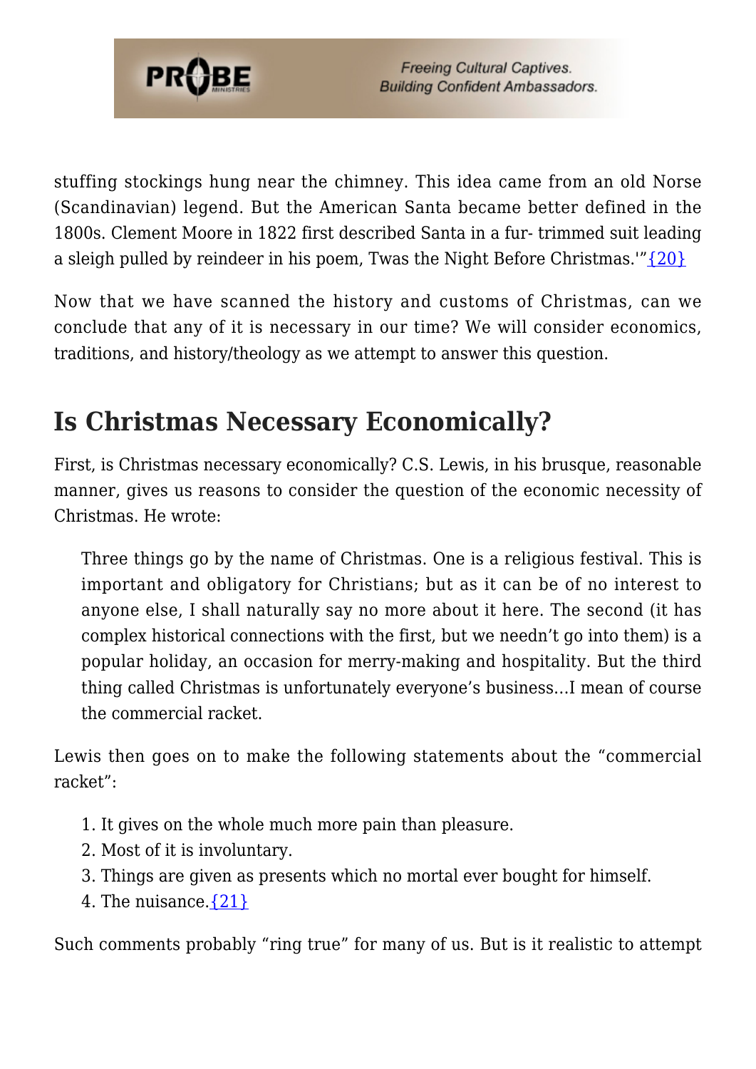stuffing stockings hung near the chimney. This idea came from an old Norse (Scandinavian) legend. But the American Santa became better defined in the 1800s. Clement Moore in 1822 first described Santa in a fur- trimmed suit leading a sleigh pulled by reindeer in his poem, Twas the Night Before Christmas.'"{20}

Now that we have scanned the history and customs of Christmas, can we conclude that any of it is necessary in our time? We will consider economics, traditions, and history/theology as we attempt to answer this question.

## Is Christmas Necessary Economically?

First, is Christmas necessary economically? C.S. Lewis, in his brusque, reasonable manner, gives us reasons to consider the question of the economic necessity of Christmas. He wrote:

> Three things go by the name of Christmas. One is a religious festival. This is important and obligatory for Christians; but as it can be of no interest to anyone else, I shall naturally say no more about it here. The second (it has complex historical connections with the first, but we needn't go into them) is a popular holiday, an occasion for merry-making and hospitality. But the third thing called Christmas is unfortunately everyone's business…I mean of course the commercial racket.

Lewis then goes on to make the following statements about the "commercial racket":

1. It gives on the whole much more pain than pleasure.
2. Most of it is involuntary.
3. Things are given as presents which no mortal ever bought for himself.
4. The nuisance.{21}

Such comments probably "ring true" for many of us. But is it realistic to attempt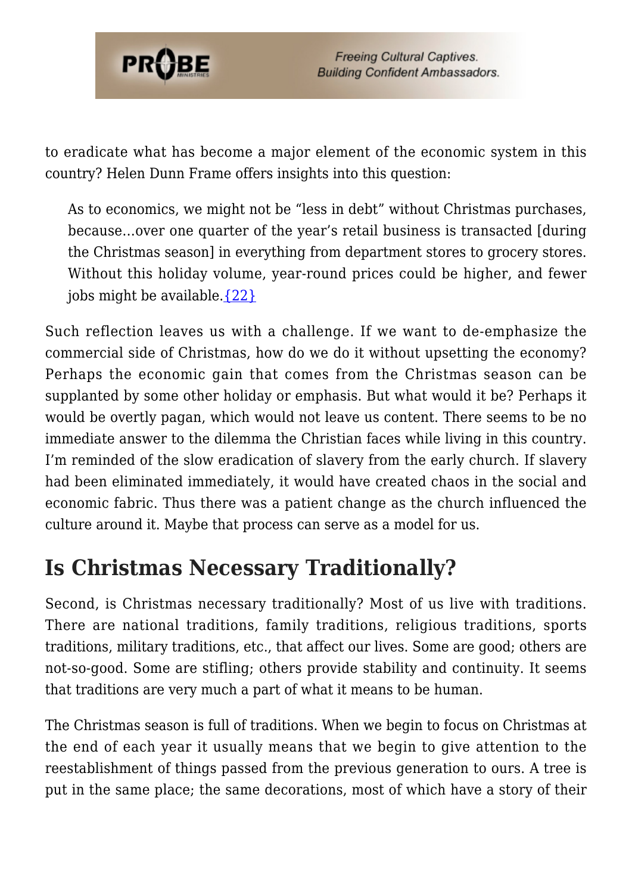to eradicate what has become a major element of the economic system in this country? Helen Dunn Frame offers insights into this question:

> As to economics, we might not be "less in debt" without Christmas purchases, because…over one quarter of the year's retail business is transacted [during the Christmas season] in everything from department stores to grocery stores. Without this holiday volume, year-round prices could be higher, and fewer jobs might be available.{22}

Such reflection leaves us with a challenge. If we want to de-emphasize the commercial side of Christmas, how do we do it without upsetting the economy? Perhaps the economic gain that comes from the Christmas season can be supplanted by some other holiday or emphasis. But what would it be? Perhaps it would be overtly pagan, which would not leave us content. There seems to be no immediate answer to the dilemma the Christian faces while living in this country. I'm reminded of the slow eradication of slavery from the early church. If slavery had been eliminated immediately, it would have created chaos in the social and economic fabric. Thus there was a patient change as the church influenced the culture around it. Maybe that process can serve as a model for us.

## Is Christmas Necessary Traditionally?

Second, is Christmas necessary traditionally? Most of us live with traditions. There are national traditions, family traditions, religious traditions, sports traditions, military traditions, etc., that affect our lives. Some are good; others are not-so-good. Some are stifling; others provide stability and continuity. It seems that traditions are very much a part of what it means to be human.

The Christmas season is full of traditions. When we begin to focus on Christmas at the end of each year it usually means that we begin to give attention to the reestablishment of things passed from the previous generation to ours. A tree is put in the same place; the same decorations, most of which have a story of their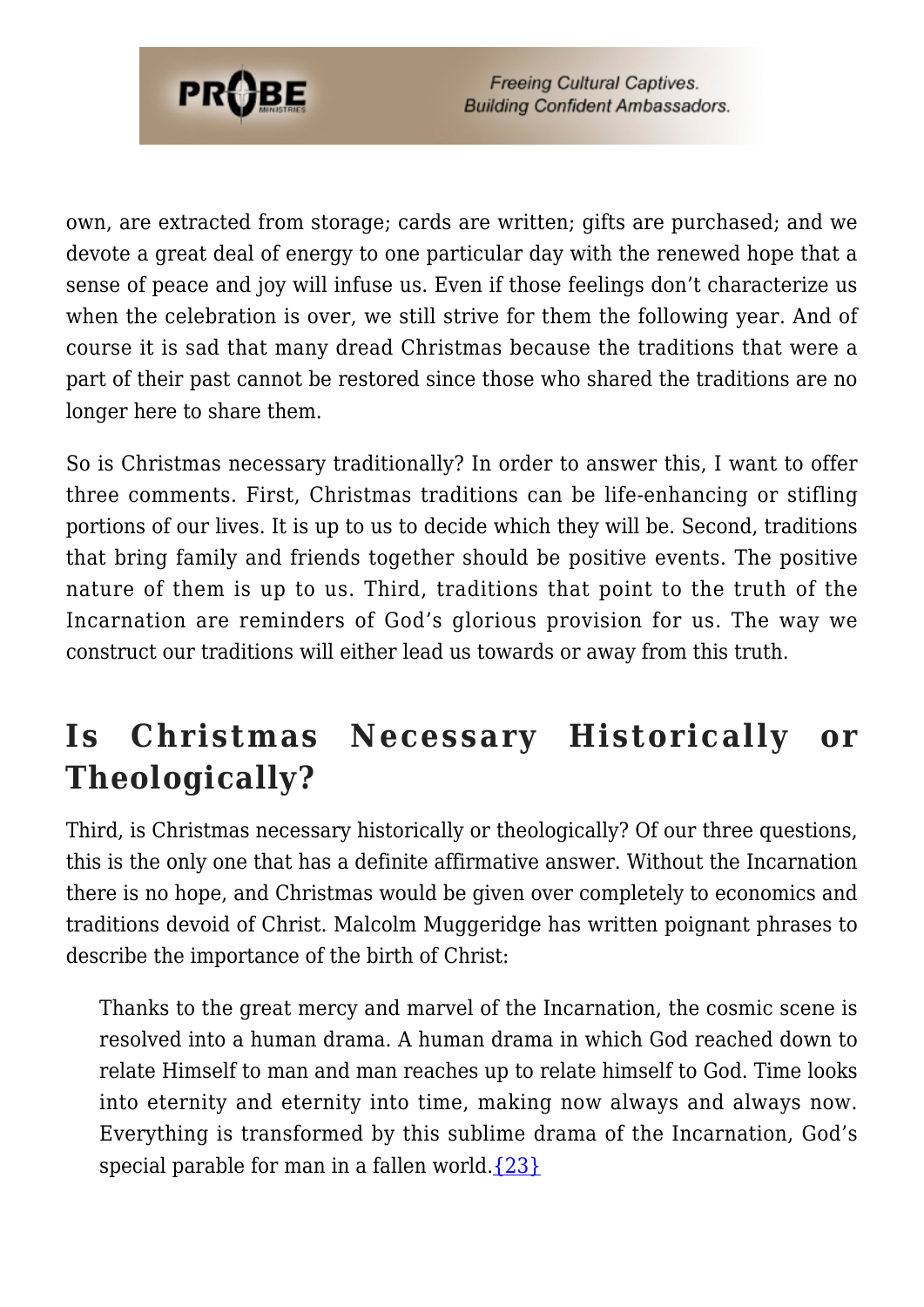own, are extracted from storage; cards are written; gifts are purchased; and we devote a great deal of energy to one particular day with the renewed hope that a sense of peace and joy will infuse us. Even if those feelings don't characterize us when the celebration is over, we still strive for them the following year. And of course it is sad that many dread Christmas because the traditions that were a part of their past cannot be restored since those who shared the traditions are no longer here to share them.

So is Christmas necessary traditionally? In order to answer this, I want to offer three comments. First, Christmas traditions can be life-enhancing or stifling portions of our lives. It is up to us to decide which they will be. Second, traditions that bring family and friends together should be positive events. The positive nature of them is up to us. Third, traditions that point to the truth of the Incarnation are reminders of God's glorious provision for us. The way we construct our traditions will either lead us towards or away from this truth.

## Is Christmas Necessary Historically or Theologically?

Third, is Christmas necessary historically or theologically? Of our three questions, this is the only one that has a definite affirmative answer. Without the Incarnation there is no hope, and Christmas would be given over completely to economics and traditions devoid of Christ. Malcolm Muggeridge has written poignant phrases to describe the importance of the birth of Christ:

> Thanks to the great mercy and marvel of the Incarnation, the cosmic scene is resolved into a human drama. A human drama in which God reached down to relate Himself to man and man reaches up to relate himself to God. Time looks into eternity and eternity into time, making now always and always now. Everything is transformed by this sublime drama of the Incarnation, God's special parable for man in a fallen world.{23}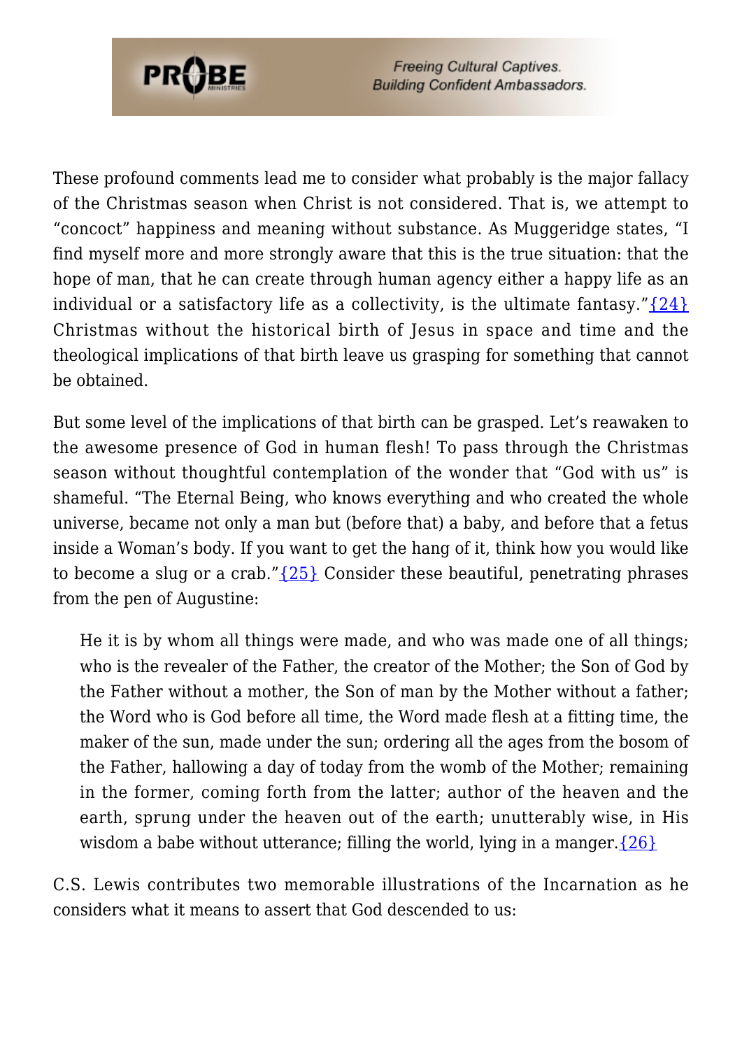These profound comments lead me to consider what probably is the major fallacy of the Christmas season when Christ is not considered. That is, we attempt to "concoct" happiness and meaning without substance. As Muggeridge states, "I find myself more and more strongly aware that this is the true situation: that the hope of man, that he can create through human agency either a happy life as an individual or a satisfactory life as a collectivity, is the ultimate fantasy."{24} Christmas without the historical birth of Jesus in space and time and the theological implications of that birth leave us grasping for something that cannot be obtained.

But some level of the implications of that birth can be grasped. Let's reawaken to the awesome presence of God in human flesh! To pass through the Christmas season without thoughtful contemplation of the wonder that "God with us" is shameful. "The Eternal Being, who knows everything and who created the whole universe, became not only a man but (before that) a baby, and before that a fetus inside a Woman's body. If you want to get the hang of it, think how you would like to become a slug or a crab."{25} Consider these beautiful, penetrating phrases from the pen of Augustine:

> He it is by whom all things were made, and who was made one of all things; who is the revealer of the Father, the creator of the Mother; the Son of God by the Father without a mother, the Son of man by the Mother without a father; the Word who is God before all time, the Word made flesh at a fitting time, the maker of the sun, made under the sun; ordering all the ages from the bosom of the Father, hallowing a day of today from the womb of the Mother; remaining in the former, coming forth from the latter; author of the heaven and the earth, sprung under the heaven out of the earth; unutterably wise, in His wisdom a babe without utterance; filling the world, lying in a manger.{26}

C.S. Lewis contributes two memorable illustrations of the Incarnation as he considers what it means to assert that God descended to us: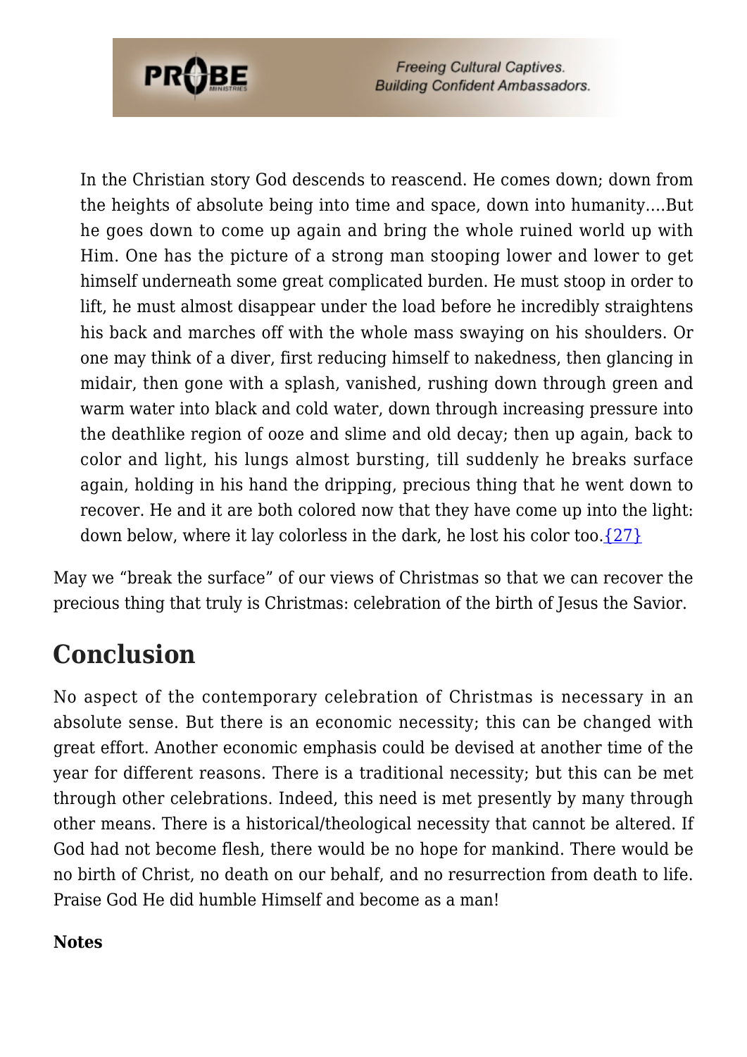> In the Christian story God descends to reascend. He comes down; down from the heights of absolute being into time and space, down into humanity....But he goes down to come up again and bring the whole ruined world up with Him. One has the picture of a strong man stooping lower and lower to get himself underneath some great complicated burden. He must stoop in order to lift, he must almost disappear under the load before he incredibly straightens his back and marches off with the whole mass swaying on his shoulders. Or one may think of a diver, first reducing himself to nakedness, then glancing in midair, then gone with a splash, vanished, rushing down through green and warm water into black and cold water, down through increasing pressure into the deathlike region of ooze and slime and old decay; then up again, back to color and light, his lungs almost bursting, till suddenly he breaks surface again, holding in his hand the dripping, precious thing that he went down to recover. He and it are both colored now that they have come up into the light: down below, where it lay colorless in the dark, he lost his color too.{27}

May we "break the surface" of our views of Christmas so that we can recover the precious thing that truly is Christmas: celebration of the birth of Jesus the Savior.

## Conclusion

No aspect of the contemporary celebration of Christmas is necessary in an absolute sense. But there is an economic necessity; this can be changed with great effort. Another economic emphasis could be devised at another time of the year for different reasons. There is a traditional necessity; but this can be met through other celebrations. Indeed, this need is met presently by many through other means. There is a historical/theological necessity that cannot be altered. If God had not become flesh, there would be no hope for mankind. There would be no birth of Christ, no death on our behalf, and no resurrection from death to life. Praise God He did humble Himself and become as a man!

**Notes**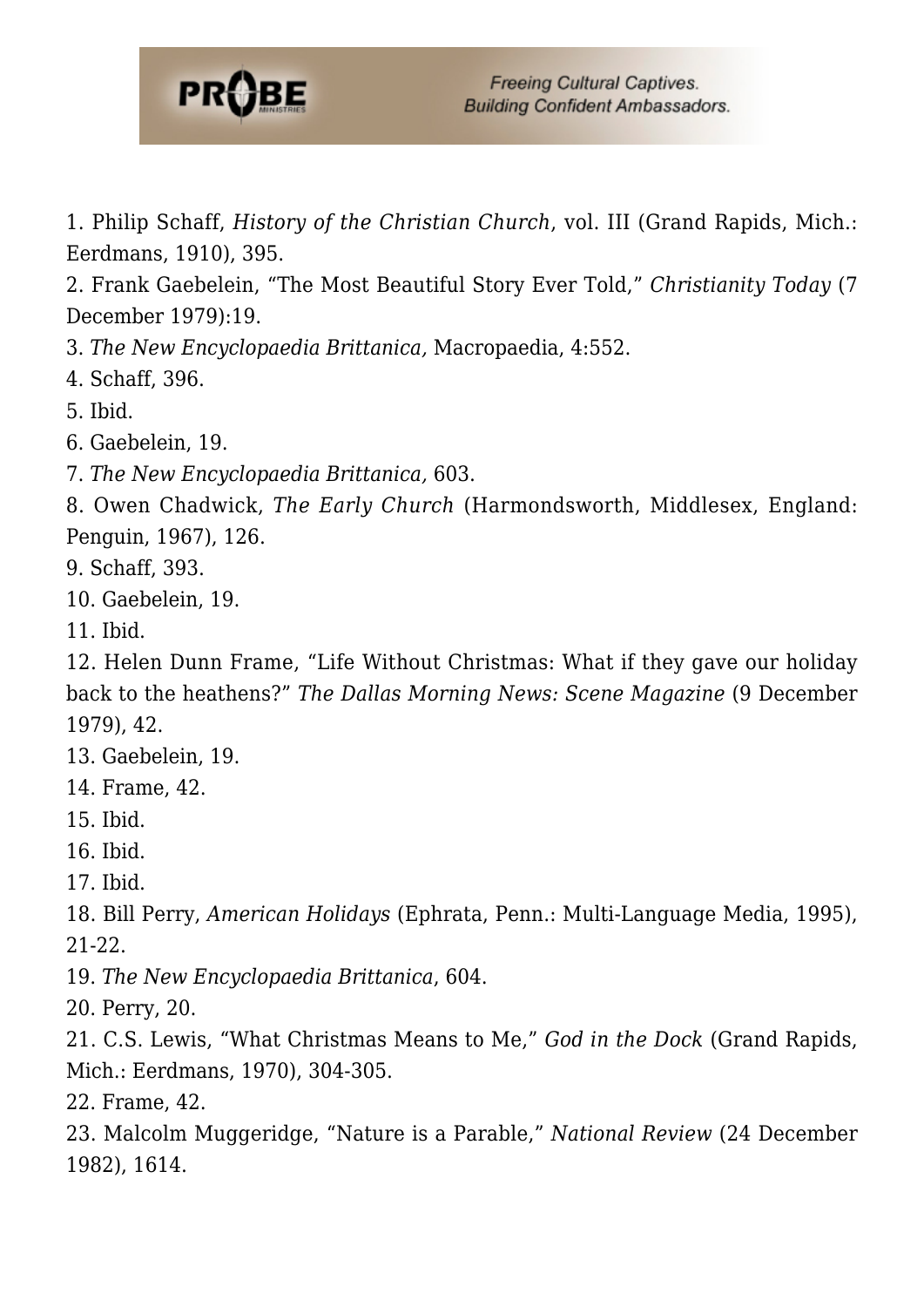1. Philip Schaff, *History of the Christian Church*, vol. III (Grand Rapids, Mich.: Eerdmans, 1910), 395.
2. Frank Gaebelein, "The Most Beautiful Story Ever Told," *Christianity Today* (7 December 1979):19.
3. *The New Encyclopaedia Brittanica,* Macropaedia, 4:552.
4. Schaff, 396.
5. Ibid.
6. Gaebelein, 19.
7. *The New Encyclopaedia Brittanica,* 603.
8. Owen Chadwick, *The Early Church* (Harmondsworth, Middlesex, England: Penguin, 1967), 126.
9. Schaff, 393.
10. Gaebelein, 19.
11. Ibid.
12. Helen Dunn Frame, "Life Without Christmas: What if they gave our holiday back to the heathens?" *The Dallas Morning News: Scene Magazine* (9 December 1979), 42.
13. Gaebelein, 19.
14. Frame, 42.
15. Ibid.
16. Ibid.
17. Ibid.
18. Bill Perry, *American Holidays* (Ephrata, Penn.: Multi-Language Media, 1995), 21-22.
19. *The New Encyclopaedia Brittanica*, 604.
20. Perry, 20.
21. C.S. Lewis, "What Christmas Means to Me," *God in the Dock* (Grand Rapids, Mich.: Eerdmans, 1970), 304-305.
22. Frame, 42.
23. Malcolm Muggeridge, "Nature is a Parable," *National Review* (24 December 1982), 1614.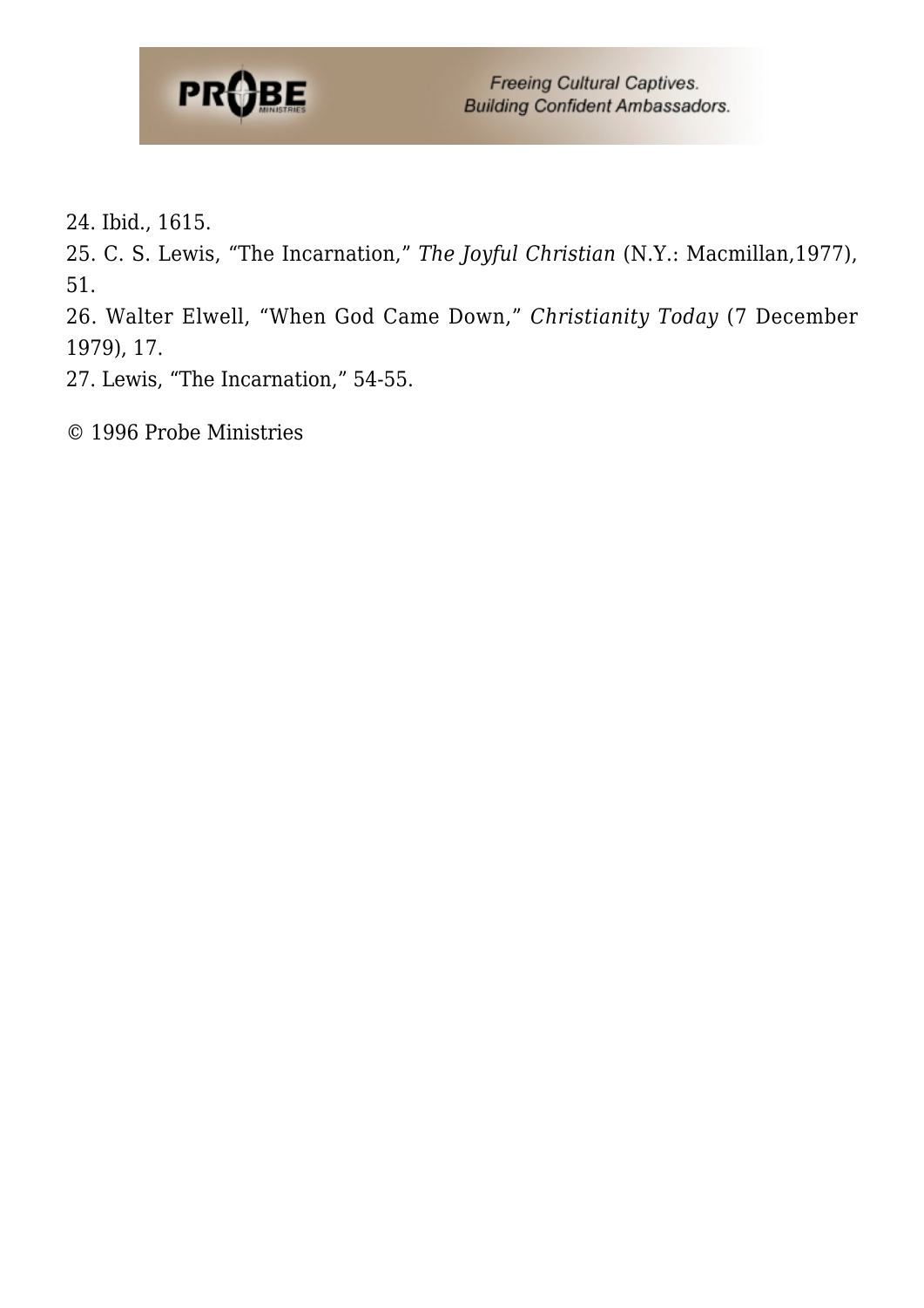24. Ibid., 1615.
25. C. S. Lewis, "The Incarnation," *The Joyful Christian* (N.Y.: Macmillan,1977), 51.
26. Walter Elwell, "When God Came Down," *Christianity Today* (7 December 1979), 17.
27. Lewis, "The Incarnation," 54-55.

© 1996 Probe Ministries